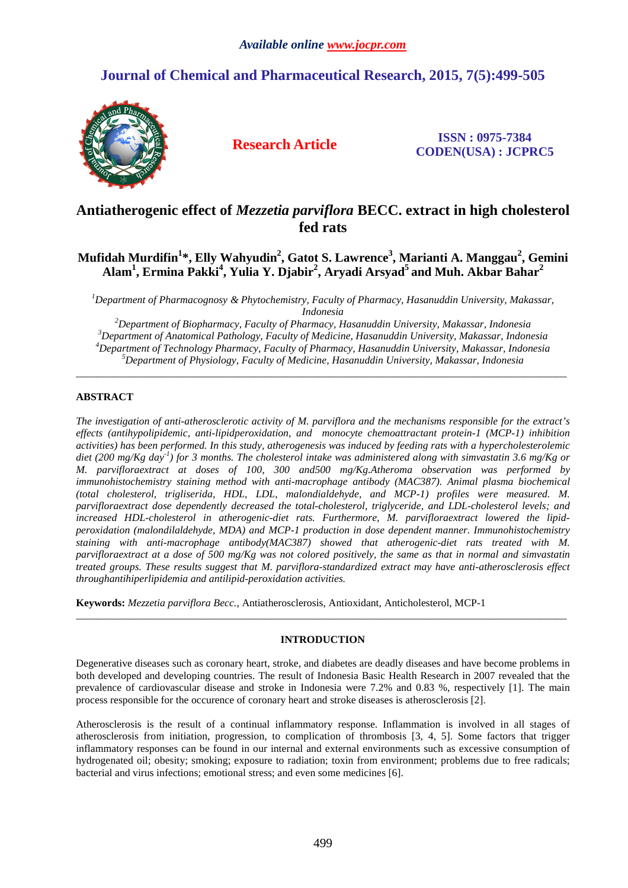# Antiatherogenic effect of *Mezzetia parviflora* BECC. extract in high cholesterol fed rats

**Mufidah Murdifin[1]\*, Elly Wahyudin[2], Gatot S. Lawrence[3], Marianti A. Manggau[2], Gemini Alam[1], Ermina Pakki[4], Yulia Y. Djabir[2], Aryadi Arsyad[5] and Muh. Akbar Bahar[2]**

*[1]Department of Pharmacognosy & Phytochemistry, Faculty of Pharmacy, Hasanuddin University, Makassar, Indonesia*
*[2]Department of Biopharmacy, Faculty of Pharmacy, Hasanuddin University, Makassar, Indonesia*
*[3]Department of Anatomical Pathology, Faculty of Medicine, Hasanuddin University, Makassar, Indonesia*
*[4]Department of Technology Pharmacy, Faculty of Pharmacy, Hasanuddin University, Makassar, Indonesia*
*[5]Department of Physiology, Faculty of Medicine, Hasanuddin University, Makassar, Indonesia*

---

## ABSTRACT

*The investigation of anti-atherosclerotic activity of M. parviflora and the mechanisms responsible for the extract's effects (antihypolipidemic, anti-lipidperoxidation, and monocyte chemoattractant protein-1 (MCP-1) inhibition activities) has been performed. In this study, atherogenesis was induced by feeding rats with a hypercholesterolemic diet (200 mg/Kg day$^{-1}$) for 3 months. The cholesterol intake was administered along with simvastatin 3.6 mg/Kg or M. parvifloraextract at doses of 100, 300 and500 mg/Kg.Atheroma observation was performed by immunohistochemistry staining method with anti-macrophage antibody (MAC387). Animal plasma biochemical (total cholesterol, trigliserida, HDL, LDL, malondialdehyde, and MCP-1) profiles were measured. M. parvifloraextract dose dependently decreased the total-cholesterol, triglyceride, and LDL-cholesterol levels; and increased HDL-cholesterol in atherogenic-diet rats. Furthermore, M. parvifloraextract lowered the lipid-peroxidation (malondilaldehyde, MDA) and MCP-1 production in dose dependent manner. Immunohistochemistry staining with anti-macrophage antibody(MAC387) showed that atherogenic-diet rats treated with M. parvifloraextract at a dose of 500 mg/Kg was not colored positively, the same as that in normal and simvastatin treated groups. These results suggest that M. parviflora-standardized extract may have anti-atherosclerosis effect throughantihiperlipidemia and antilipid-peroxidation activities.*

**Keywords:** *Mezzetia parviflora Becc.,* Antiatherosclerosis, Antioxidant, Anticholesterol, MCP-1

---

## INTRODUCTION

Degenerative diseases such as coronary heart, stroke, and diabetes are deadly diseases and have become problems in both developed and developing countries. The result of Indonesia Basic Health Research in 2007 revealed that the prevalence of cardiovascular disease and stroke in Indonesia were 7.2% and 0.83 %, respectively [1]. The main process responsible for the occurence of coronary heart and stroke diseases is atherosclerosis [2].

Atherosclerosis is the result of a continual inflammatory response. Inflammation is involved in all stages of atherosclerosis from initiation, progression, to complication of thrombosis [3, 4, 5]. Some factors that trigger inflammatory responses can be found in our internal and external environments such as excessive consumption of hydrogenated oil; obesity; smoking; exposure to radiation; toxin from environment; problems due to free radicals; bacterial and virus infections; emotional stress; and even some medicines [6].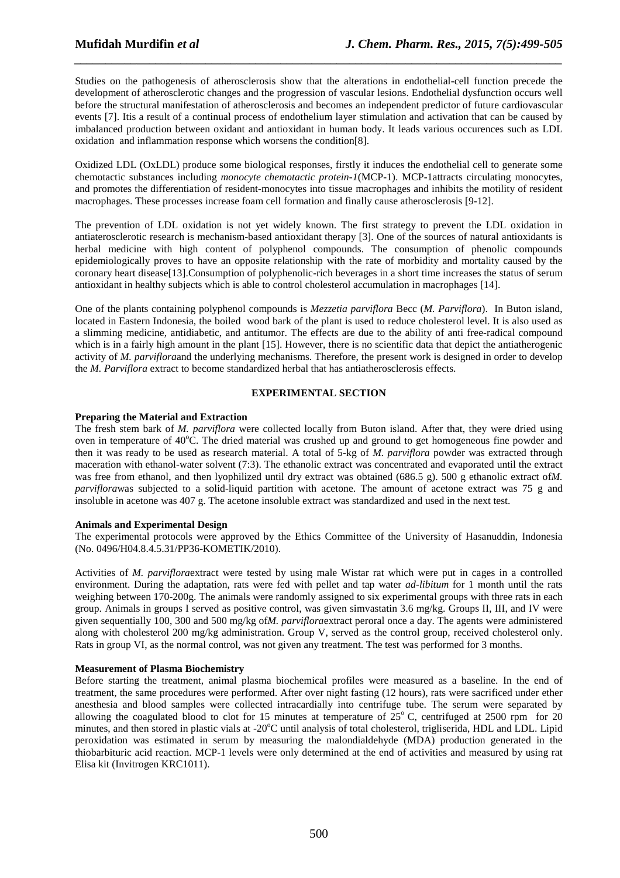Studies on the pathogenesis of atherosclerosis show that the alterations in endothelial-cell function precede the development of atherosclerotic changes and the progression of vascular lesions. Endothelial dysfunction occurs well before the structural manifestation of atherosclerosis and becomes an independent predictor of future cardiovascular events [7]. Itis a result of a continual process of endothelium layer stimulation and activation that can be caused by imbalanced production between oxidant and antioxidant in human body. It leads various occurences such as LDL oxidation and inflammation response which worsens the condition[8].

Oxidized LDL (OxLDL) produce some biological responses, firstly it induces the endothelial cell to generate some chemotactic substances including *monocyte chemotactic protein-1*(MCP-1). MCP-1attracts circulating monocytes, and promotes the differentiation of resident-monocytes into tissue macrophages and inhibits the motility of resident macrophages. These processes increase foam cell formation and finally cause atherosclerosis [9-12].

The prevention of LDL oxidation is not yet widely known. The first strategy to prevent the LDL oxidation in antiaterosclerotic research is mechanism-based antioxidant therapy [3]. One of the sources of natural antioxidants is herbal medicine with high content of polyphenol compounds. The consumption of phenolic compounds epidemiologically proves to have an opposite relationship with the rate of morbidity and mortality caused by the coronary heart disease[13].Consumption of polyphenolic-rich beverages in a short time increases the status of serum antioxidant in healthy subjects which is able to control cholesterol accumulation in macrophages [14].

One of the plants containing polyphenol compounds is *Mezzetia parviflora* Becc (*M. Parviflora*). In Buton island, located in Eastern Indonesia, the boiled wood bark of the plant is used to reduce cholesterol level. It is also used as a slimming medicine, antidiabetic, and antitumor. The effects are due to the ability of anti free-radical compound which is in a fairly high amount in the plant [15]. However, there is no scientific data that depict the antiatherogenic activity of *M. parviflora*and the underlying mechanisms. Therefore, the present work is designed in order to develop the *M. Parviflora* extract to become standardized herbal that has antiatherosclerosis effects.

## EXPERIMENTAL SECTION

### Preparing the Material and Extraction

The fresh stem bark of *M. parviflora* were collected locally from Buton island. After that, they were dried using oven in temperature of 40°C. The dried material was crushed up and ground to get homogeneous fine powder and then it was ready to be used as research material. A total of 5-kg of *M. parviflora* powder was extracted through maceration with ethanol-water solvent (7:3). The ethanolic extract was concentrated and evaporated until the extract was free from ethanol, and then lyophilized until dry extract was obtained (686.5 g). 500 g ethanolic extract of*M. parviflora*was subjected to a solid-liquid partition with acetone. The amount of acetone extract was 75 g and insoluble in acetone was 407 g. The acetone insoluble extract was standardized and used in the next test.

### Animals and Experimental Design

The experimental protocols were approved by the Ethics Committee of the University of Hasanuddin, Indonesia (No. 0496/H04.8.4.5.31/PP36-KOMETIK/2010).

Activities of *M. parviflora*extract were tested by using male Wistar rat which were put in cages in a controlled environment. During the adaptation, rats were fed with pellet and tap water *ad-libitum* for 1 month until the rats weighing between 170-200g. The animals were randomly assigned to six experimental groups with three rats in each group. Animals in groups I served as positive control, was given simvastatin 3.6 mg/kg. Groups II, III, and IV were given sequentially 100, 300 and 500 mg/kg of*M. parviflora*extract peroral once a day. The agents were administered along with cholesterol 200 mg/kg administration. Group V, served as the control group, received cholesterol only. Rats in group VI, as the normal control, was not given any treatment. The test was performed for 3 months.

### Measurement of Plasma Biochemistry

Before starting the treatment, animal plasma biochemical profiles were measured as a baseline. In the end of treatment, the same procedures were performed. After over night fasting (12 hours), rats were sacrificed under ether anesthesia and blood samples were collected intracardially into centrifuge tube. The serum were separated by allowing the coagulated blood to clot for 15 minutes at temperature of 25° C, centrifuged at 2500 rpm for 20 minutes, and then stored in plastic vials at -20°C until analysis of total cholesterol, trigliserida, HDL and LDL. Lipid peroxidation was estimated in serum by measuring the malondialdehyde (MDA) production generated in the thiobarbituric acid reaction. MCP-1 levels were only determined at the end of activities and measured by using rat Elisa kit (Invitrogen KRC1011).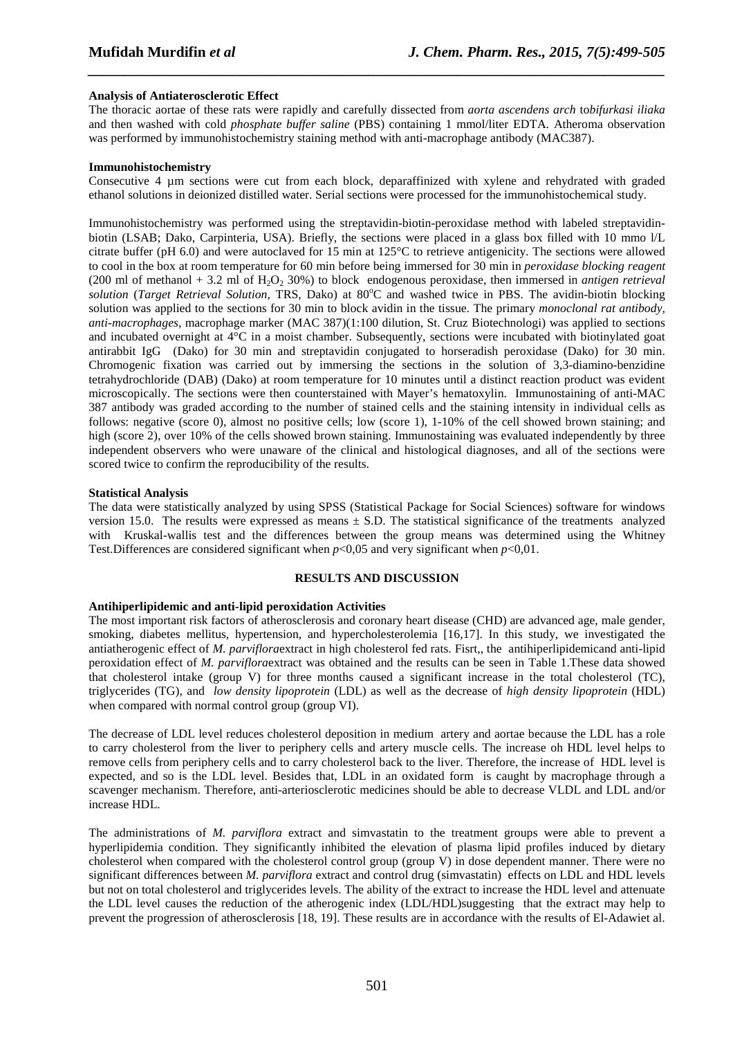**Analysis of Antiaterosclerotic Effect**

The thoracic aortae of these rats were rapidly and carefully dissected from *aorta ascendens arch* to*bifurkasi iliaka* and then washed with cold *phosphate buffer saline* (PBS) containing 1 mmol/liter EDTA. Atheroma observation was performed by immunohistochemistry staining method with anti-macrophage antibody (MAC387).

**Immunohistochemistry**

Consecutive 4 µm sections were cut from each block, deparaffinized with xylene and rehydrated with graded ethanol solutions in deionized distilled water. Serial sections were processed for the immunohistochemical study.

Immunohistochemistry was performed using the streptavidin-biotin-peroxidase method with labeled streptavidin-biotin (LSAB; Dako, Carpinteria, USA). Briefly, the sections were placed in a glass box filled with 10 mmo l/L citrate buffer (pH 6.0) and were autoclaved for 15 min at 125°C to retrieve antigenicity. The sections were allowed to cool in the box at room temperature for 60 min before being immersed for 30 min in *peroxidase blocking reagent* (200 ml of methanol + 3.2 ml of $H_2O_2$ 30%) to block endogenous peroxidase, then immersed in *antigen retrieval solution* (*Target Retrieval Solution*, TRS, Dako) at 80°C and washed twice in PBS. The avidin-biotin blocking solution was applied to the sections for 30 min to block avidin in the tissue. The primary *monoclonal rat antibody, anti-macrophages*, macrophage marker (MAC 387)(1:100 dilution, St. Cruz Biotechnologi) was applied to sections and incubated overnight at 4°C in a moist chamber. Subsequently, sections were incubated with biotinylated goat antirabbit IgG (Dako) for 30 min and streptavidin conjugated to horseradish peroxidase (Dako) for 30 min. Chromogenic fixation was carried out by immersing the sections in the solution of 3,3-diamino-benzidine tetrahydrochloride (DAB) (Dako) at room temperature for 10 minutes until a distinct reaction product was evident microscopically. The sections were then counterstained with Mayer's hematoxylin. Immunostaining of anti-MAC 387 antibody was graded according to the number of stained cells and the staining intensity in individual cells as follows: negative (score 0), almost no positive cells; low (score 1), 1-10% of the cell showed brown staining; and high (score 2), over 10% of the cells showed brown staining. Immunostaining was evaluated independently by three independent observers who were unaware of the clinical and histological diagnoses, and all of the sections were scored twice to confirm the reproducibility of the results.

**Statistical Analysis**

The data were statistically analyzed by using SPSS (Statistical Package for Social Sciences) software for windows version 15.0. The results were expressed as means ± S.D. The statistical significance of the treatments analyzed with Kruskal-wallis test and the differences between the group means was determined using the Whitney Test.Differences are considered significant when $p<0,05$ and very significant when $p<0,01$.

## RESULTS AND DISCUSSION

**Antihiperlipidemic and anti-lipid peroxidation Activities**

The most important risk factors of atherosclerosis and coronary heart disease (CHD) are advanced age, male gender, smoking, diabetes mellitus, hypertension, and hypercholesterolemia [16,17]. In this study, we investigated the antiatherogenic effect of *M. parviflora*extract in high cholesterol fed rats. Fisrt,, the antihiperlipidemicand anti-lipid peroxidation effect of *M. parviflora*extract was obtained and the results can be seen in Table 1.These data showed that cholesterol intake (group V) for three months caused a significant increase in the total cholesterol (TC), triglycerides (TG), and *low density lipoprotein* (LDL) as well as the decrease of *high density lipoprotein* (HDL) when compared with normal control group (group VI).

The decrease of LDL level reduces cholesterol deposition in medium artery and aortae because the LDL has a role to carry cholesterol from the liver to periphery cells and artery muscle cells. The increase oh HDL level helps to remove cells from periphery cells and to carry cholesterol back to the liver. Therefore, the increase of HDL level is expected, and so is the LDL level. Besides that, LDL in an oxidated form is caught by macrophage through a scavenger mechanism. Therefore, anti-arteriosclerotic medicines should be able to decrease VLDL and LDL and/or increase HDL.

The administrations of *M. parviflora* extract and simvastatin to the treatment groups were able to prevent a hyperlipidemia condition. They significantly inhibited the elevation of plasma lipid profiles induced by dietary cholesterol when compared with the cholesterol control group (group V) in dose dependent manner. There were no significant differences between *M. parviflora* extract and control drug (simvastatin) effects on LDL and HDL levels but not on total cholesterol and triglycerides levels. The ability of the extract to increase the HDL level and attenuate the LDL level causes the reduction of the atherogenic index (LDL/HDL)suggesting that the extract may help to prevent the progression of atherosclerosis [18, 19]. These results are in accordance with the results of El-Adawiet al.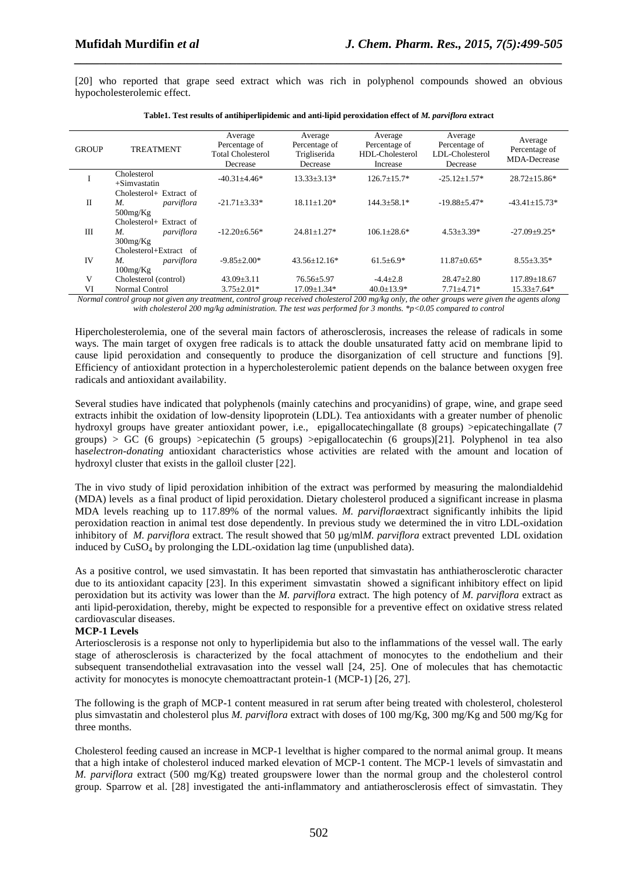[20] who reported that grape seed extract which was rich in polyphenol compounds showed an obvious hypocholesterolemic effect.

**Table1. Test results of antihiperlipidemic and anti-lipid peroxidation effect of *M. parviflora* extract**

| GROUP | TREATMENT | Average Percentage of Total Cholesterol Decrease | Average Percentage of Trigliserida Decrease | Average Percentage of HDL-Cholesterol Increase | Average Percentage of LDL-Cholesterol Decrease | Average Percentage of MDA-Decrease |
|---|---|---|---|---|---|---|
| I | Cholesterol +Simvastatin | -40.31±4.46* | 13.33±3.13* | 126.7±15.7* | -25.12±1.57* | 28.72±15.86* |
| II | Cholesterol+ Extract of *M. parviflora* 500mg/Kg | -21.71±3.33* | 18.11±1.20* | 144.3±58.1* | -19.88±5.47* | -43.41±15.73* |
| III | Cholesterol+ Extract of *M. parviflora* 300mg/Kg | -12.20±6.56* | 24.81±1.27* | 106.1±28.6* | 4.53±3.39* | -27.09±9.25* |
| IV | Cholesterol+Extract of *M. parviflora* 100mg/Kg | -9.85±2.00* | 43.56±12.16* | 61.5±6.9* | 11.87±0.65* | 8.55±3.35* |
| V | Cholesterol (control) | 43.09±3.11 | 76.56±5.97 | -4.4±2.8 | 28.47±2.80 | 117.89±18.67 |
| VI | Normal Control | 3.75±2.01* | 17.09±1.34* | 40.0±13.9* | 7.71±4.71* | 15.33±7.64* |

*Normal control group not given any treatment, control group received cholesterol 200 mg/kg only, the other groups were given the agents along with cholesterol 200 mg/kg administration. The test was performed for 3 months. *p<0.05 compared to control*

Hipercholesterolemia, one of the several main factors of atherosclerosis, increases the release of radicals in some ways. The main target of oxygen free radicals is to attack the double unsaturated fatty acid on membrane lipid to cause lipid peroxidation and consequently to produce the disorganization of cell structure and functions [9]. Efficiency of antioxidant protection in a hypercholesterolemic patient depends on the balance between oxygen free radicals and antioxidant availability.

Several studies have indicated that polyphenols (mainly catechins and procyanidins) of grape, wine, and grape seed extracts inhibit the oxidation of low-density lipoprotein (LDL). Tea antioxidants with a greater number of phenolic hydroxyl groups have greater antioxidant power, i.e., epigallocatechingallate (8 groups) >epicatechingallate (7 groups) > GC (6 groups) >epicatechin (5 groups) >epigallocatechin (6 groups)[21]. Polyphenol in tea also has*electron-donating* antioxidant characteristics whose activities are related with the amount and location of hydroxyl cluster that exists in the galloil cluster [22].

The in vivo study of lipid peroxidation inhibition of the extract was performed by measuring the malondialdehid (MDA) levels as a final product of lipid peroxidation. Dietary cholesterol produced a significant increase in plasma MDA levels reaching up to 117.89% of the normal values. *M. parviflora*extract significantly inhibits the lipid peroxidation reaction in animal test dose dependently. In previous study we determined the in vitro LDL-oxidation inhibitory of *M. parviflora* extract. The result showed that 50 µg/ml*M. parviflora* extract prevented LDL oxidation induced by $CuSO_4$ by prolonging the LDL-oxidation lag time (unpublished data).

As a positive control, we used simvastatin. It has been reported that simvastatin has anthiatherosclerotic character due to its antioxidant capacity [23]. In this experiment simvastatin showed a significant inhibitory effect on lipid peroxidation but its activity was lower than the *M. parviflora* extract. The high potency of *M. parviflora* extract as anti lipid-peroxidation, thereby, might be expected to responsible for a preventive effect on oxidative stress related cardiovascular diseases.

**MCP-1 Levels**

Arteriosclerosis is a response not only to hyperlipidemia but also to the inflammations of the vessel wall. The early stage of atherosclerosis is characterized by the focal attachment of monocytes to the endothelium and their subsequent transendothelial extravasation into the vessel wall [24, 25]. One of molecules that has chemotactic activity for monocytes is monocyte chemoattractant protein-1 (MCP-1) [26, 27].

The following is the graph of MCP-1 content measured in rat serum after being treated with cholesterol, cholesterol plus simvastatin and cholesterol plus *M. parviflora* extract with doses of 100 mg/Kg, 300 mg/Kg and 500 mg/Kg for three months.

Cholesterol feeding caused an increase in MCP-1 levelthat is higher compared to the normal animal group. It means that a high intake of cholesterol induced marked elevation of MCP-1 content. The MCP-1 levels of simvastatin and *M. parviflora* extract (500 mg/Kg) treated groupswere lower than the normal group and the cholesterol control group. Sparrow et al. [28] investigated the anti-inflammatory and antiatherosclerosis effect of simvastatin. They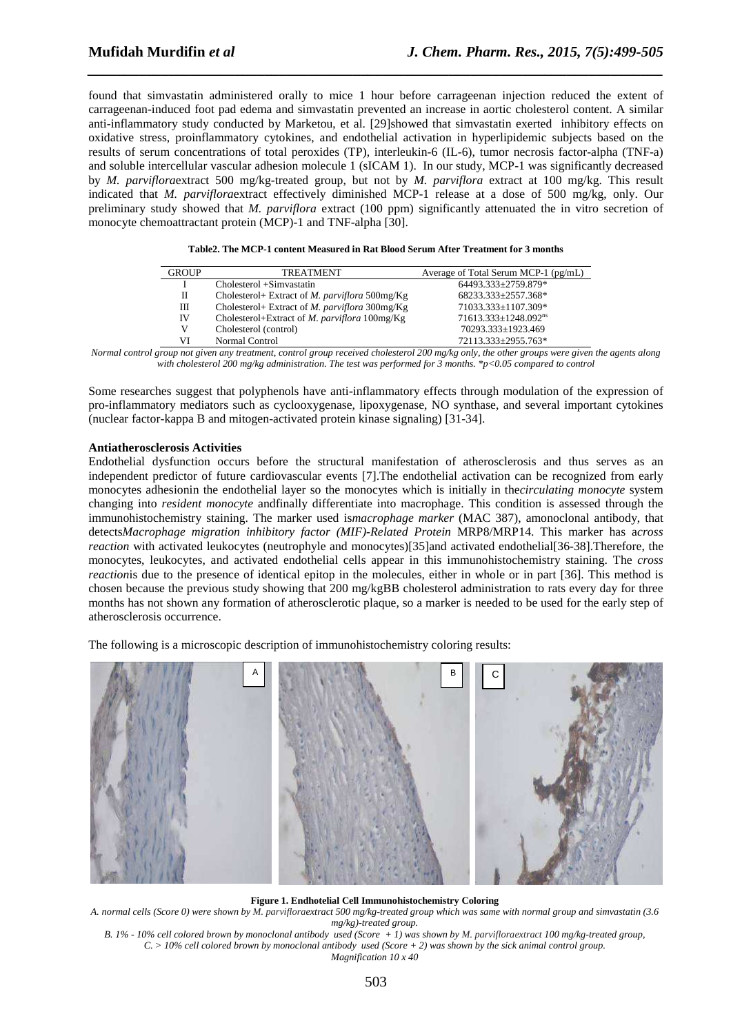found that simvastatin administered orally to mice 1 hour before carrageenan injection reduced the extent of carrageenan-induced foot pad edema and simvastatin prevented an increase in aortic cholesterol content. A similar anti-inflammatory study conducted by Marketou, et al. [29]showed that simvastatin exerted inhibitory effects on oxidative stress, proinflammatory cytokines, and endothelial activation in hyperlipidemic subjects based on the results of serum concentrations of total peroxides (TP), interleukin-6 (IL-6), tumor necrosis factor-alpha (TNF-a) and soluble intercellular vascular adhesion molecule 1 (sICAM 1). In our study, MCP-1 was significantly decreased by *M. parviflora*extract 500 mg/kg-treated group, but not by *M. parviflora* extract at 100 mg/kg. This result indicated that *M. parviflora*extract effectively diminished MCP-1 release at a dose of 500 mg/kg, only. Our preliminary study showed that *M. parviflora* extract (100 ppm) significantly attenuated the in vitro secretion of monocyte chemoattractant protein (MCP)-1 and TNF-alpha [30].

**Table2. The MCP-1 content Measured in Rat Blood Serum After Treatment for 3 months**

| GROUP | TREATMENT | Average of Total Serum MCP-1 (pg/mL) |
|---|---|---|
| I | Cholesterol +Simvastatin | 64493.333±2759.879* |
| II | Cholesterol+ Extract of *M. parviflora* 500mg/Kg | 68233.333±2557.368* |
| III | Cholesterol+ Extract of *M. parviflora* 300mg/Kg | 71033.333±1107.309* |
| IV | Cholesterol+Extract of *M. parviflora* 100mg/Kg | 71613.333±1248.092$^{ns}$ |
| V | Cholesterol (control) | 70293.333±1923.469 |
| VI | Normal Control | 72113.333±2955.763* |

*Normal control group not given any treatment, control group received cholesterol 200 mg/kg only, the other groups were given the agents along with cholesterol 200 mg/kg administration. The test was performed for 3 months. *p<0.05 compared to control*

Some researches suggest that polyphenols have anti-inflammatory effects through modulation of the expression of pro-inflammatory mediators such as cyclooxygenase, lipoxygenase, NO synthase, and several important cytokines (nuclear factor-kappa B and mitogen-activated protein kinase signaling) [31-34].

**Antiatherosclerosis Activities**

Endothelial dysfunction occurs before the structural manifestation of atherosclerosis and thus serves as an independent predictor of future cardiovascular events [7].The endothelial activation can be recognized from early monocytes adhesionin the endothelial layer so the monocytes which is initially in the*circulating monocyte* system changing into *resident monocyte* andfinally differentiate into macrophage. This condition is assessed through the immunohistochemistry staining. The marker used is*macrophage marker* (MAC 387), amonoclonal antibody, that detects*Macrophage migration inhibitory factor (MIF)-Related Protein* MRP8/MRP14. This marker has a*cross reaction* with activated leukocytes (neutrophyle and monocytes)[35]and activated endothelial[36-38].Therefore, the monocytes, leukocytes, and activated endothelial cells appear in this immunohistochemistry staining. The *cross reaction*is due to the presence of identical epitop in the molecules, either in whole or in part [36]. This method is chosen because the previous study showing that 200 mg/kgBB cholesterol administration to rats every day for three months has not shown any formation of atherosclerotic plaque, so a marker is needed to be used for the early step of atherosclerosis occurrence.

The following is a microscopic description of immunohistochemistry coloring results:

**Figure 1. Endhotelial Cell Immunohistochemistry Coloring**

*A. normal cells (Score 0) were shown by M. parvifloraextract 500 mg/kg-treated group which was same with normal group and simvastatin (3.6 mg/kg)-treated group.*

*B. 1% - 10% cell colored brown by monoclonal antibody used (Score + 1) was shown by M. parvifloraextract 100 mg/kg-treated group,*

*C. > 10% cell colored brown by monoclonal antibody used (Score + 2) was shown by the sick animal control group.*

*Magnification 10 x 40*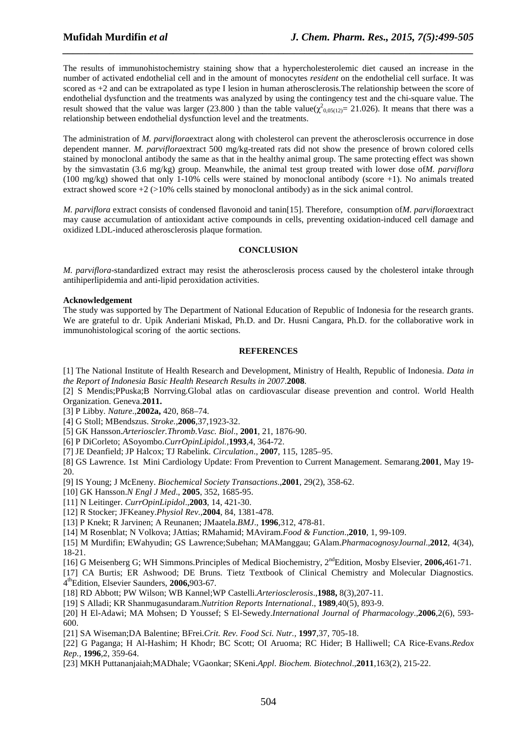The results of immunohistochemistry staining show that a hypercholesterolemic diet caused an increase in the number of activated endothelial cell and in the amount of monocytes *resident* on the endothelial cell surface. It was scored as +2 and can be extrapolated as type I lesion in human atherosclerosis.The relationship between the score of endothelial dysfunction and the treatments was analyzed by using the contingency test and the chi-square value. The result showed that the value was larger (23.800 ) than the table value($\chi^2_{0,05(12)}$= 21.026). It means that there was a relationship between endothelial dysfunction level and the treatments.

The administration of *M. parviflora*extract along with cholesterol can prevent the atherosclerosis occurrence in dose dependent manner. *M. parviflora*extract 500 mg/kg-treated rats did not show the presence of brown colored cells stained by monoclonal antibody the same as that in the healthy animal group. The same protecting effect was shown by the simvastatin (3.6 mg/kg) group. Meanwhile, the animal test group treated with lower dose of*M. parviflora* (100 mg/kg) showed that only 1-10% cells were stained by monoclonal antibody (score +1). No animals treated extract showed score +2 (>10% cells stained by monoclonal antibody) as in the sick animal control.

*M. parviflora* extract consists of condensed flavonoid and tanin[15]. Therefore, consumption of*M. parviflora*extract may cause accumulation of antioxidant active compounds in cells, preventing oxidation-induced cell damage and oxidized LDL-induced atherosclerosis plaque formation.

## CONCLUSION

*M. parviflora*-standardized extract may resist the atherosclerosis process caused by the cholesterol intake through antihiperlipidemia and anti-lipid peroxidation activities.

**Acknowledgement**

The study was supported by The Department of National Education of Republic of Indonesia for the research grants. We are grateful to dr. Upik Anderiani Miskad, Ph.D. and Dr. Husni Cangara, Ph.D. for the collaborative work in immunohistological scoring of the aortic sections.

## REFERENCES

[1] The National Institute of Health Research and Development, Ministry of Health, Republic of Indonesia. *Data in the Report of Indonesia Basic Health Research Results in 2007*.**2008**.

[2] S Mendis;PPuska;B Norrving.Global atlas on cardiovascular disease prevention and control. World Health Organization. Geneva.**2011.**

[3] P Libby. *Nature*.,**2002a,** 420, 868–74.

[4] G Stoll; MBendszus. *Stroke.*,**2006**,37,1923-32.

[5] GK Hansson.*Arterioscler.Thromb.Vasc. Biol*., **2001**, 21, 1876-90.

[6] P DiCorleto; ASoyombo.*CurrOpinLipidol.*,**1993**,4, 364-72.

[7] JE Deanfield; JP Halcox; TJ Rabelink. *Circulation*., **2007**, 115, 1285–95.

[8] GS Lawrence. 1st Mini Cardiology Update: From Prevention to Current Management. Semarang.**2001**, May 19-20.

[9] IS Young; J McEneny. *Biochemical Society Transactions*.,**2001**, 29(2), 358-62.

[10] GK Hansson.*N Engl J Med*., **2005**, 352, 1685-95.

[11] N Leitinger. *CurrOpinLipidol*.,**2003**, 14, 421-30.

[12] R Stocker; JFKeaney.*Physiol Rev*.,**2004**, 84, 1381-478.

[13] P Knekt; R Jarvinen; A Reunanen; JMaatela.*BMJ*., **1996**,312, 478-81.

[14] M Rosenblat; N Volkova; JAttias; RMahamid; MAviram.*Food & Function*.,**2010**, 1, 99-109.

[15] M Murdifin; EWahyudin; GS Lawrence;Subehan; MAManggau; GAlam.*PharmacognosyJournal*.,**2012**, 4(34), 18-21.

[16] G Meisenberg G; WH Simmons.Principles of Medical Biochemistry, 2ndEdition, Mosby Elsevier, **2006,**461-71.

[17] CA Burtis; ER Ashwood; DE Bruns. Tietz Textbook of Clinical Chemistry and Molecular Diagnostics. 4thEdition, Elsevier Saunders, **2006,**903-67.

[18] RD Abbott; PW Wilson; WB Kannel;WP Castelli.*Arteriosclerosis*.,**1988,** 8(3),207-11.

[19] S Alladi; KR Shanmugasundaram.*Nutrition Reports International*., **1989**,40(5), 893-9.

[20] H El-Adawi; MA Mohsen; D Youssef; S El-Sewedy.*International Journal of Pharmacology*.,**2006**,2(6), 593-600.

[21] SA Wiseman;DA Balentine; BFrei.*Crit. Rev. Food Sci. Nutr.*, **1997**,37, 705-18.

[22] G Paganga; H Al-Hashim; H Khodr; BC Scott; OI Aruoma; RC Hider; B Halliwell; CA Rice-Evans.*Redox Rep.*, **1996**,2, 359-64.

[23] MKH Puttananjaiah;MADhale; VGaonkar; SKeni.*Appl. Biochem. Biotechnol*.,**2011**,163(2), 215-22.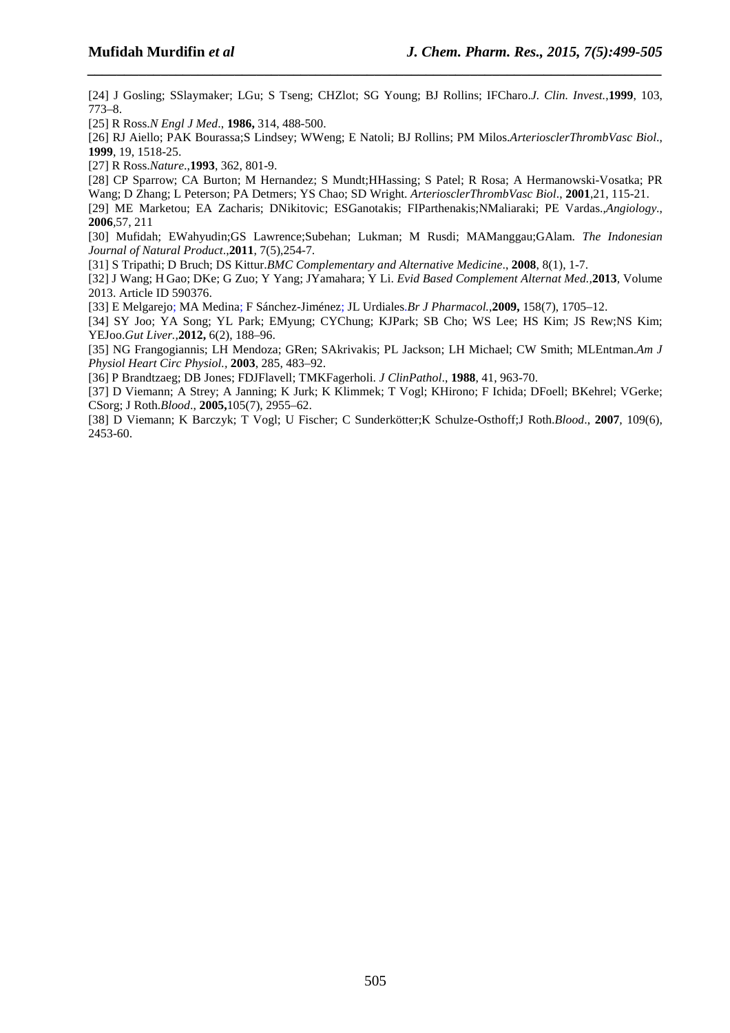[24] J Gosling; SSlaymaker; LGu; S Tseng; CHZlot; SG Young; BJ Rollins; IFCharo.*J. Clin. Invest.*,**1999**, 103, 773–8.

[25] R Ross.*N Engl J Med*., **1986,** 314, 488-500.

[26] RJ Aiello; PAK Bourassa;S Lindsey; WWeng; E Natoli; BJ Rollins; PM Milos.*ArteriosclerThrombVasc Biol*., **1999**, 19, 1518-25.

[27] R Ross.*Nature*.,**1993**, 362, 801-9.

[28] CP Sparrow; CA Burton; M Hernandez; S Mundt;HHassing; S Patel; R Rosa; A Hermanowski-Vosatka; PR Wang; D Zhang; L Peterson; PA Detmers; YS Chao; SD Wright. *ArteriosclerThrombVasc Biol*., **2001**,21, 115-21.

[29] ME Marketou; EA Zacharis; DNikitovic; ESGanotakis; FIParthenakis;NMaliaraki; PE Vardas.,*Angiology.*, **2006**,57, 211

[30] Mufidah; EWahyudin;GS Lawrence;Subehan; Lukman; M Rusdi; MAManggau;GAlam. *The Indonesian Journal of Natural Product*.,**2011**, 7(5),254-7.

[31] S Tripathi; D Bruch; DS Kittur.*BMC Complementary and Alternative Medicine*., **2008**, 8(1), 1-7.

[32] J Wang; H Gao; DKe; G Zuo; Y Yang; JYamahara; Y Li. *Evid Based Complement Alternat Med.*,**2013**, Volume 2013. Article ID 590376.

[33] E Melgarejo; MA Medina; F Sánchez-Jiménez; JL Urdiales.*Br J Pharmacol.*,**2009,** 158(7), 1705–12.

[34] SY Joo; YA Song; YL Park; EMyung; CYChung; KJPark; SB Cho; WS Lee; HS Kim; JS Rew;NS Kim; YEJoo.*Gut Liver.*,**2012,** 6(2), 188–96.

[35] NG Frangogiannis; LH Mendoza; GRen; SAkrivakis; PL Jackson; LH Michael; CW Smith; MLEntman.*Am J Physiol Heart Circ Physiol.*, **2003**, 285, 483–92.

[36] P Brandtzaeg; DB Jones; FDJFlavell; TMKFagerholi. *J ClinPathol*., **1988**, 41, 963-70.

[37] D Viemann; A Strey; A Janning; K Jurk; K Klimmek; T Vogl; KHirono; F Ichida; DFoell; BKehrel; VGerke; CSorg; J Roth.*Blood*., **2005,**105(7), 2955–62.

[38] D Viemann; K Barczyk; T Vogl; U Fischer; C Sunderkötter;K Schulze-Osthoff;J Roth.*Blood*., **2007**, 109(6), 2453-60.